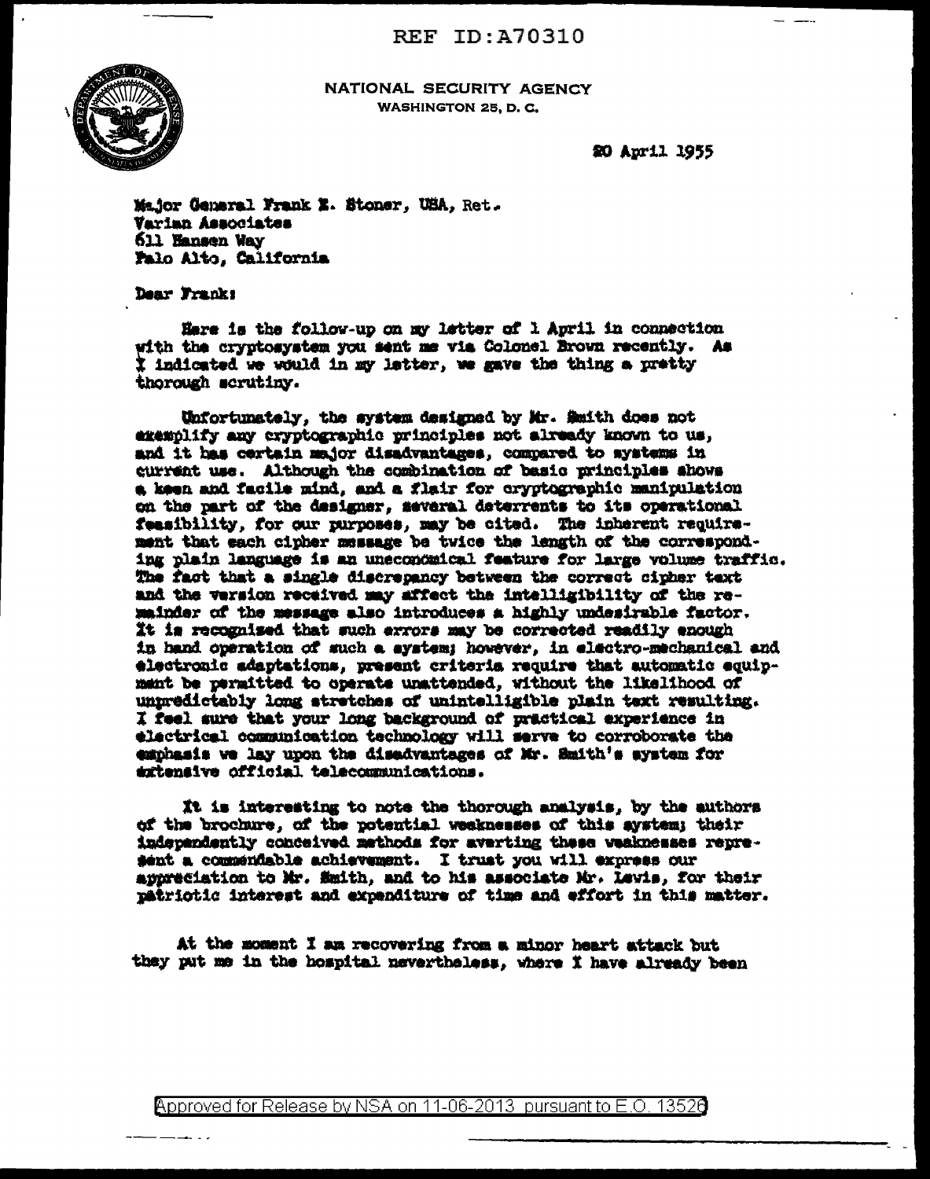REF ID:A70310

NATIONAL SECURITY AGENCY
WASHINGTON 25, D. C.

20 April 1955

Major General Frank E. Stoner, USA, Ret.
Varian Associates
611 Hansen Way
Palo Alto, California

Dear Frank:

Here is the follow-up on my letter of 1 April in connection with the cryptosystem you sent me via Colonel Brown recently. As I indicated we would in my letter, we gave the thing a pretty thorough scrutiny.

Unfortunately, the system designed by Mr. Smith does not exemplify any cryptographic principles not already known to us, and it has certain major disadvantages, compared to systems in current use. Although the combination of basic principles shows a keen and facile mind, and a flair for cryptographic manipulation on the part of the designer, several deterrents to its operational feasibility, for our purposes, may be cited. The inherent requirement that each cipher message be twice the length of the corresponding plain language is an uneconomical feature for large volume traffic. The fact that a single discrepancy between the correct cipher text and the version received may affect the intelligibility of the remainder of the message also introduces a highly undesirable factor. It is recognized that such errors may be corrected readily enough in hand operation of such a system; however, in electro-mechanical and electronic adaptations, present criteria require that automatic equipment be permitted to operate unattended, without the likelihood of unpredictably long stretches of unintelligible plain text resulting. I feel sure that your long background of practical experience in electrical communication technology will serve to corroborate the emphasis we lay upon the disadvantages of Mr. Smith's system for extensive official telecommunications.

It is interesting to note the thorough analysis, by the authors of the brochure, of the potential weaknesses of this system; their independently conceived methods for averting these weaknesses represent a commendable achievement. I trust you will express our appreciation to Mr. Smith, and to his associate Mr. Lewis, for their patriotic interest and expenditure of time and effort in this matter.

At the moment I am recovering from a minor heart attack but they put me in the hospital nevertheless, where I have already been

Approved for Release by NSA on 11-06-2013 pursuant to E.O. 13526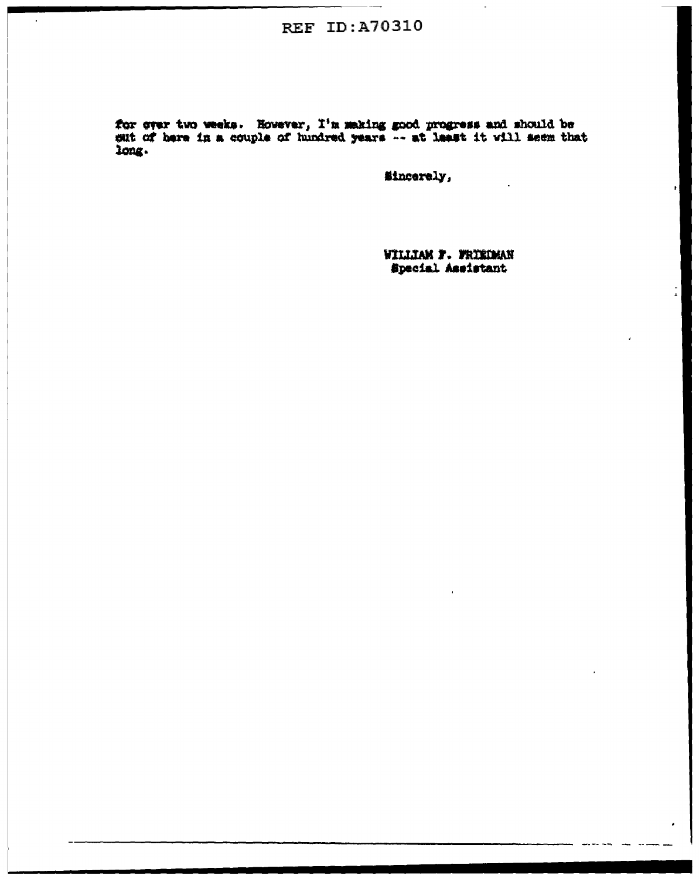for over two weeks. However, I'm making good progress and should be out of here in a couple of hundred years -- at least it will seem that long.

Sincerely,

WILLIAM F. FRIEDMAN
Special Assistant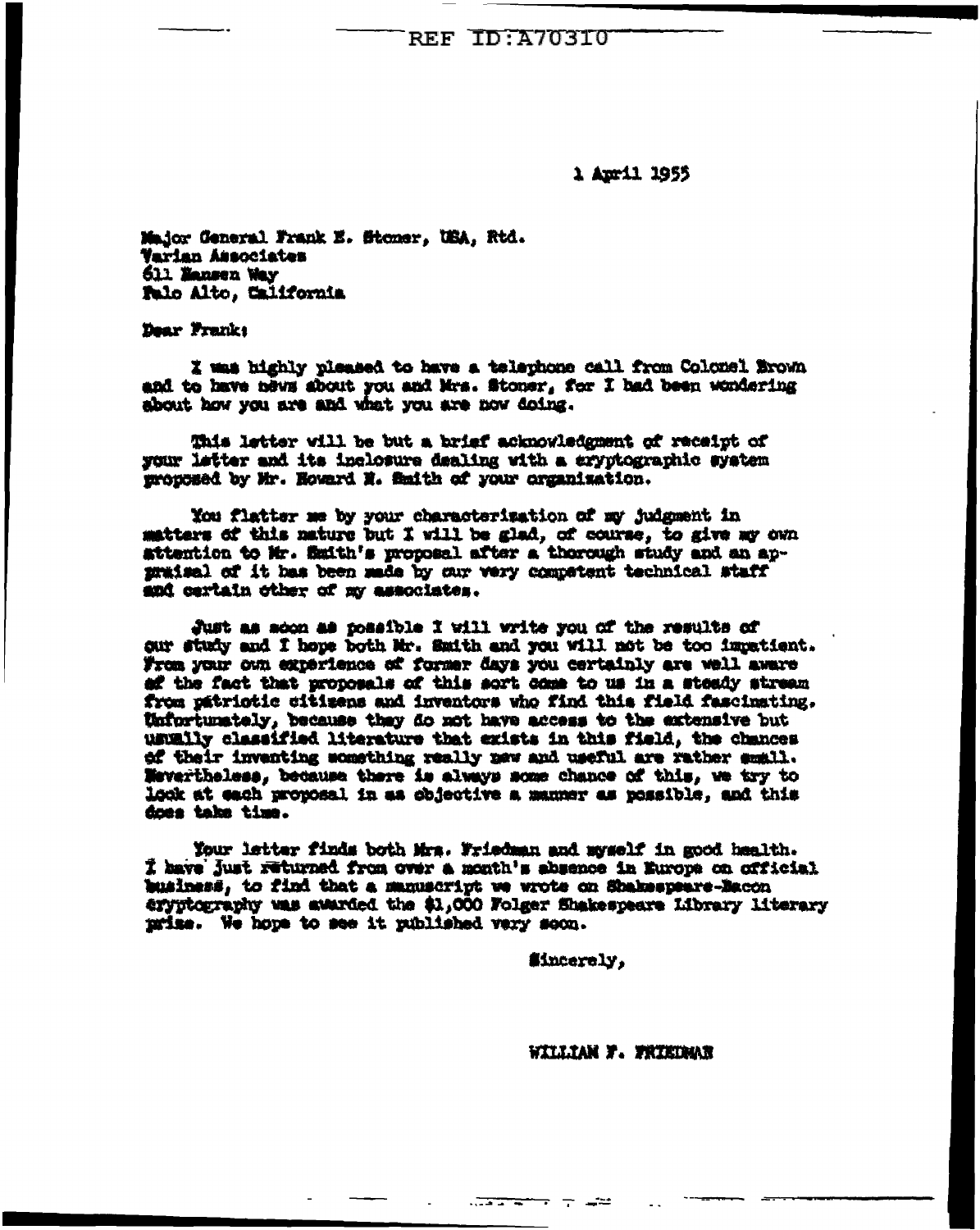1 April 1955

Major General Frank E. Stoner, USA, Rtd.
Varian Associates
611 Hansen Way
Palo Alto, California

Dear Frank:

I was highly pleased to have a telephone call from Colonel Brown and to have news about you and Mrs. Stoner, for I had been wondering about how you are and what you are now doing.

This letter will be but a brief acknowledgment of receipt of your letter and its inclosure dealing with a cryptographic system proposed by Mr. Howard N. Smith of your organization.

You flatter me by your characterization of my judgment in matters of this nature but I will be glad, of course, to give my own attention to Mr. Smith's proposal after a thorough study and an appraisal of it has been made by our very competent technical staff and certain other of my associates.

Just as soon as possible I will write you of the results of our study and I hope both Mr. Smith and you will not be too impatient. From your own experience of former days you certainly are well aware of the fact that proposals of this sort come to us in a steady stream from patriotic citizens and inventors who find this field fascinating. Unfortunately, because they do not have access to the extensive but usually classified literature that exists in this field, the chances of their inventing something really new and useful are rather small. Nevertheless, because there is always some chance of this, we try to look at each proposal in as objective a manner as possible, and this does take time.

Your letter finds both Mrs. Friedman and myself in good health. I have just returned from over a month's absence in Europe on official business, to find that a manuscript we wrote on Shakespeare-Bacon cryptography was awarded the $1,000 Folger Shakespeare Library literary prize. We hope to see it published very soon.

Sincerely,

WILLIAM F. FRIEDMAN